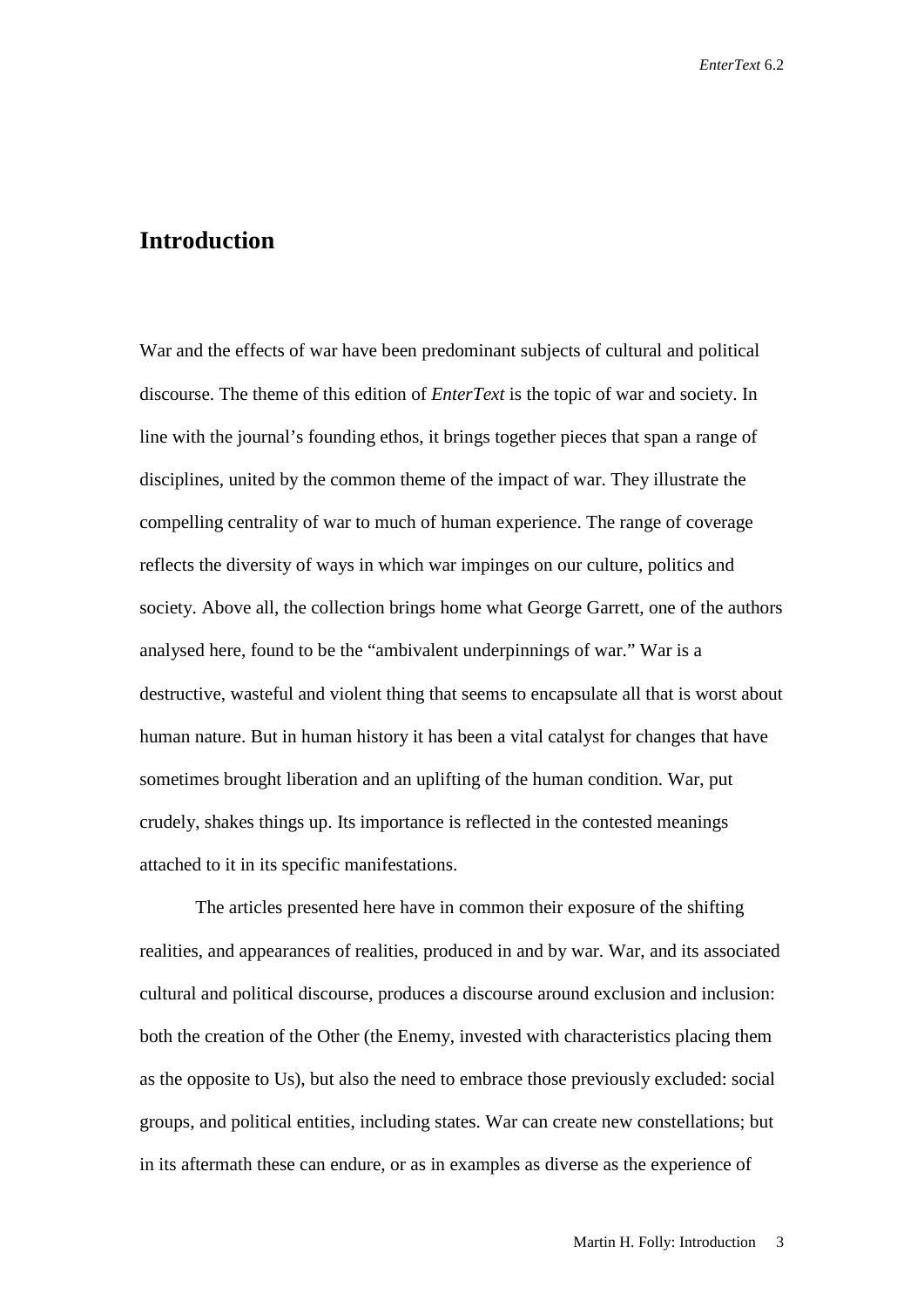# Introduction

War and the effects of war have been predominant subjects of cultural and political discourse. The theme of this edition of *EnterText* is the topic of war and society. In line with the journal's founding ethos, it brings together pieces that span a range of disciplines, united by the common theme of the impact of war. They illustrate the compelling centrality of war to much of human experience. The range of coverage reflects the diversity of ways in which war impinges on our culture, politics and society. Above all, the collection brings home what George Garrett, one of the authors analysed here, found to be the "ambivalent underpinnings of war." War is a destructive, wasteful and violent thing that seems to encapsulate all that is worst about human nature. But in human history it has been a vital catalyst for changes that have sometimes brought liberation and an uplifting of the human condition. War, put crudely, shakes things up. Its importance is reflected in the contested meanings attached to it in its specific manifestations.

The articles presented here have in common their exposure of the shifting realities, and appearances of realities, produced in and by war. War, and its associated cultural and political discourse, produces a discourse around exclusion and inclusion: both the creation of the Other (the Enemy, invested with characteristics placing them as the opposite to Us), but also the need to embrace those previously excluded: social groups, and political entities, including states. War can create new constellations; but in its aftermath these can endure, or as in examples as diverse as the experience of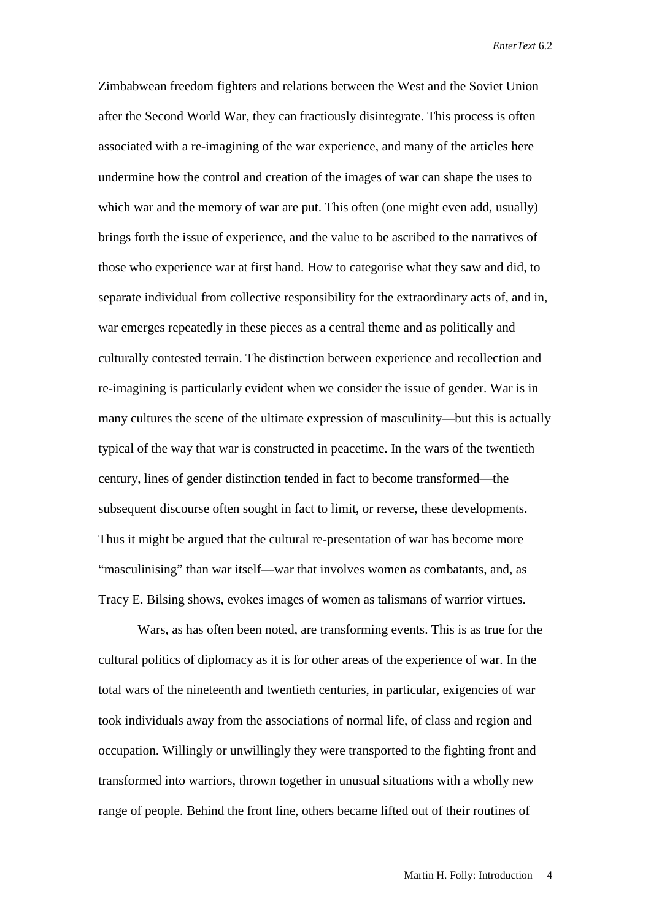Zimbabwean freedom fighters and relations between the West and the Soviet Union after the Second World War, they can fractiously disintegrate. This process is often associated with a re-imagining of the war experience, and many of the articles here undermine how the control and creation of the images of war can shape the uses to which war and the memory of war are put. This often (one might even add, usually) brings forth the issue of experience, and the value to be ascribed to the narratives of those who experience war at first hand. How to categorise what they saw and did, to separate individual from collective responsibility for the extraordinary acts of, and in, war emerges repeatedly in these pieces as a central theme and as politically and culturally contested terrain. The distinction between experience and recollection and re-imagining is particularly evident when we consider the issue of gender. War is in many cultures the scene of the ultimate expression of masculinity—but this is actually typical of the way that war is constructed in peacetime. In the wars of the twentieth century, lines of gender distinction tended in fact to become transformed—the subsequent discourse often sought in fact to limit, or reverse, these developments. Thus it might be argued that the cultural re-presentation of war has become more "masculinising" than war itself—war that involves women as combatants, and, as Tracy E. Bilsing shows, evokes images of women as talismans of warrior virtues.

Wars, as has often been noted, are transforming events. This is as true for the cultural politics of diplomacy as it is for other areas of the experience of war. In the total wars of the nineteenth and twentieth centuries, in particular, exigencies of war took individuals away from the associations of normal life, of class and region and occupation. Willingly or unwillingly they were transported to the fighting front and transformed into warriors, thrown together in unusual situations with a wholly new range of people. Behind the front line, others became lifted out of their routines of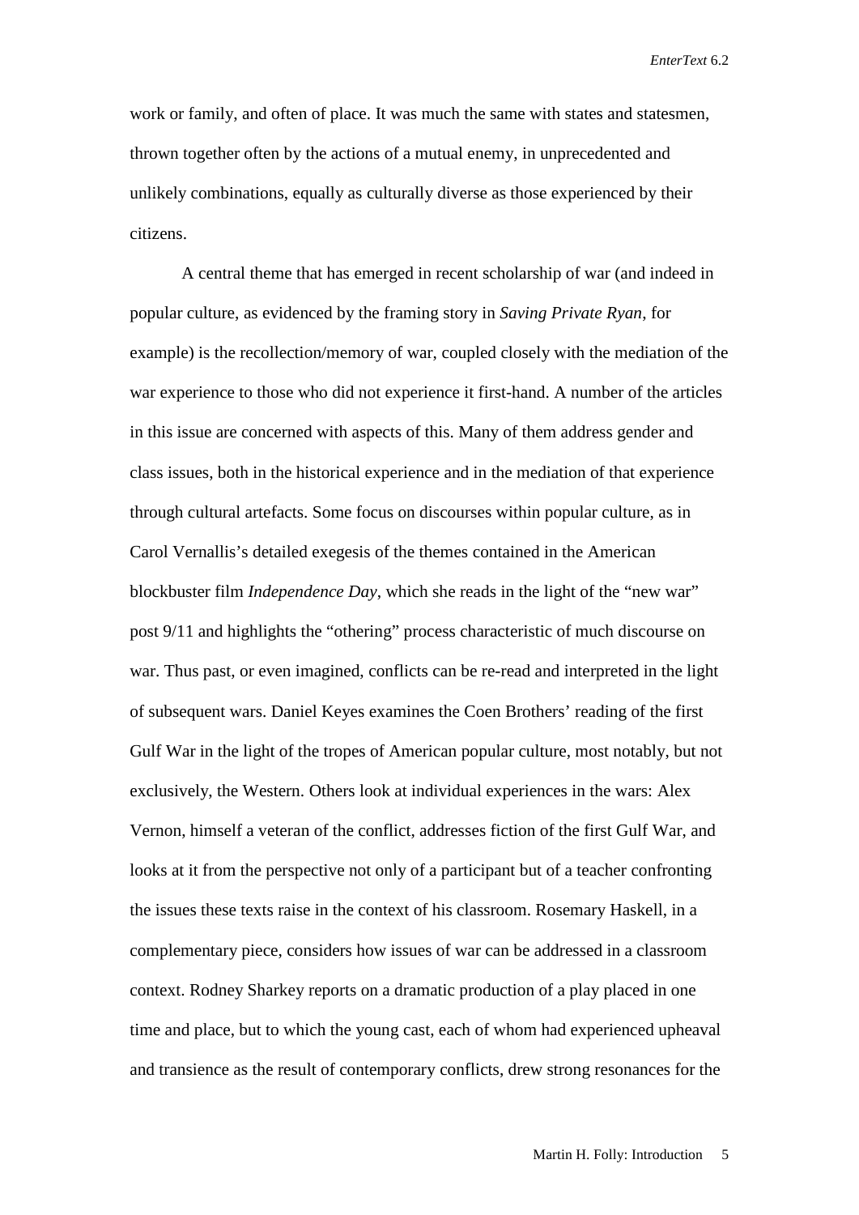work or family, and often of place. It was much the same with states and statesmen, thrown together often by the actions of a mutual enemy, in unprecedented and unlikely combinations, equally as culturally diverse as those experienced by their citizens.

A central theme that has emerged in recent scholarship of war (and indeed in popular culture, as evidenced by the framing story in *Saving Private Ryan*, for example) is the recollection/memory of war, coupled closely with the mediation of the war experience to those who did not experience it first-hand. A number of the articles in this issue are concerned with aspects of this. Many of them address gender and class issues, both in the historical experience and in the mediation of that experience through cultural artefacts. Some focus on discourses within popular culture, as in Carol Vernallis's detailed exegesis of the themes contained in the American blockbuster film *Independence Day*, which she reads in the light of the "new war" post 9/11 and highlights the "othering" process characteristic of much discourse on war. Thus past, or even imagined, conflicts can be re-read and interpreted in the light of subsequent wars. Daniel Keyes examines the Coen Brothers' reading of the first Gulf War in the light of the tropes of American popular culture, most notably, but not exclusively, the Western. Others look at individual experiences in the wars: Alex Vernon, himself a veteran of the conflict, addresses fiction of the first Gulf War, and looks at it from the perspective not only of a participant but of a teacher confronting the issues these texts raise in the context of his classroom. Rosemary Haskell, in a complementary piece, considers how issues of war can be addressed in a classroom context. Rodney Sharkey reports on a dramatic production of a play placed in one time and place, but to which the young cast, each of whom had experienced upheaval and transience as the result of contemporary conflicts, drew strong resonances for the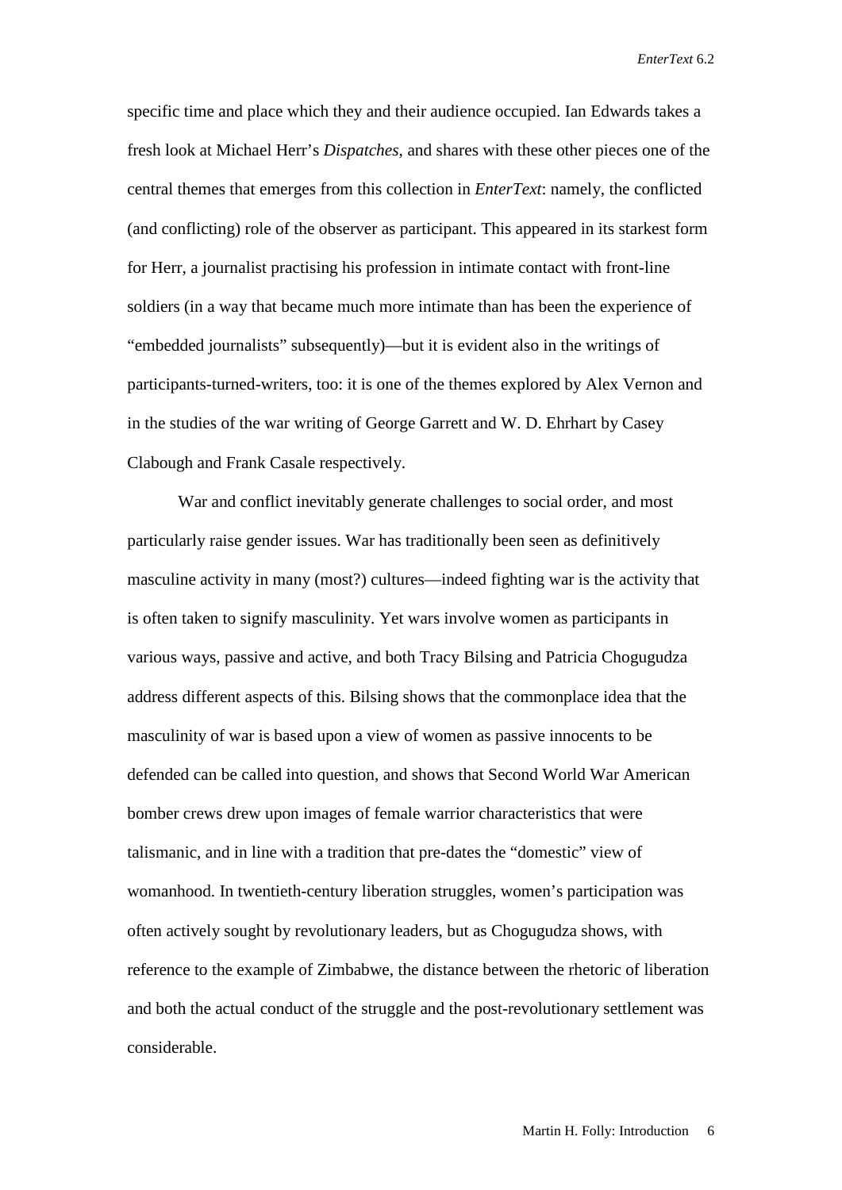specific time and place which they and their audience occupied. Ian Edwards takes a fresh look at Michael Herr's *Dispatches,* and shares with these other pieces one of the central themes that emerges from this collection in *EnterText*: namely, the conflicted (and conflicting) role of the observer as participant. This appeared in its starkest form for Herr, a journalist practising his profession in intimate contact with front-line soldiers (in a way that became much more intimate than has been the experience of "embedded journalists" subsequently)—but it is evident also in the writings of participants-turned-writers, too: it is one of the themes explored by Alex Vernon and in the studies of the war writing of George Garrett and W. D. Ehrhart by Casey Clabough and Frank Casale respectively.

War and conflict inevitably generate challenges to social order, and most particularly raise gender issues. War has traditionally been seen as definitively masculine activity in many (most?) cultures—indeed fighting war is the activity that is often taken to signify masculinity. Yet wars involve women as participants in various ways, passive and active, and both Tracy Bilsing and Patricia Chogugudza address different aspects of this. Bilsing shows that the commonplace idea that the masculinity of war is based upon a view of women as passive innocents to be defended can be called into question, and shows that Second World War American bomber crews drew upon images of female warrior characteristics that were talismanic, and in line with a tradition that pre-dates the "domestic" view of womanhood. In twentieth-century liberation struggles, women's participation was often actively sought by revolutionary leaders, but as Chogugudza shows, with reference to the example of Zimbabwe, the distance between the rhetoric of liberation and both the actual conduct of the struggle and the post-revolutionary settlement was considerable.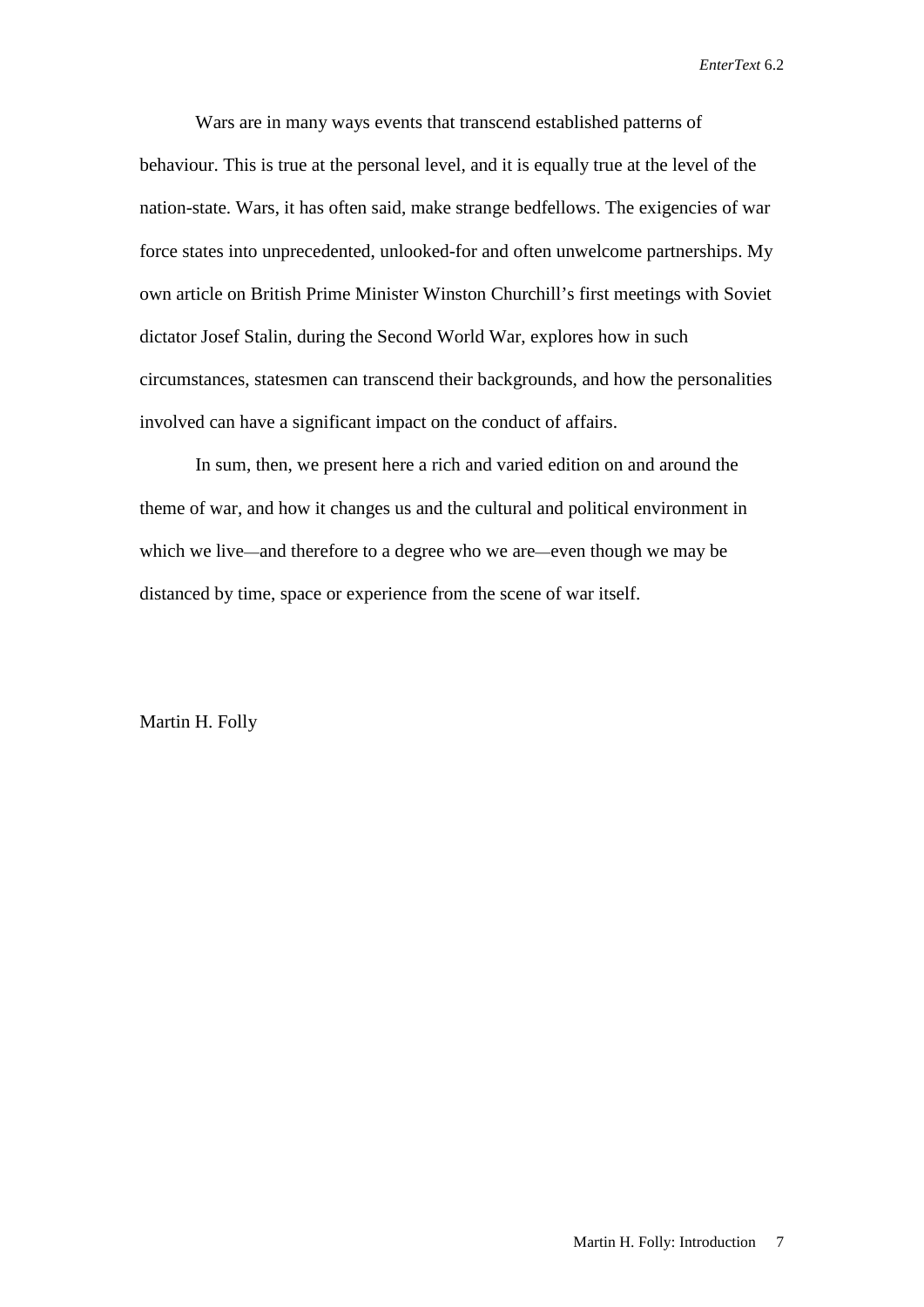Wars are in many ways events that transcend established patterns of behaviour. This is true at the personal level, and it is equally true at the level of the nation-state. Wars, it has often said, make strange bedfellows. The exigencies of war force states into unprecedented, unlooked-for and often unwelcome partnerships. My own article on British Prime Minister Winston Churchill's first meetings with Soviet dictator Josef Stalin, during the Second World War, explores how in such circumstances, statesmen can transcend their backgrounds, and how the personalities involved can have a significant impact on the conduct of affairs.

In sum, then, we present here a rich and varied edition on and around the theme of war, and how it changes us and the cultural and political environment in which we live—and therefore to a degree who we are—even though we may be distanced by time, space or experience from the scene of war itself.

Martin H. Folly